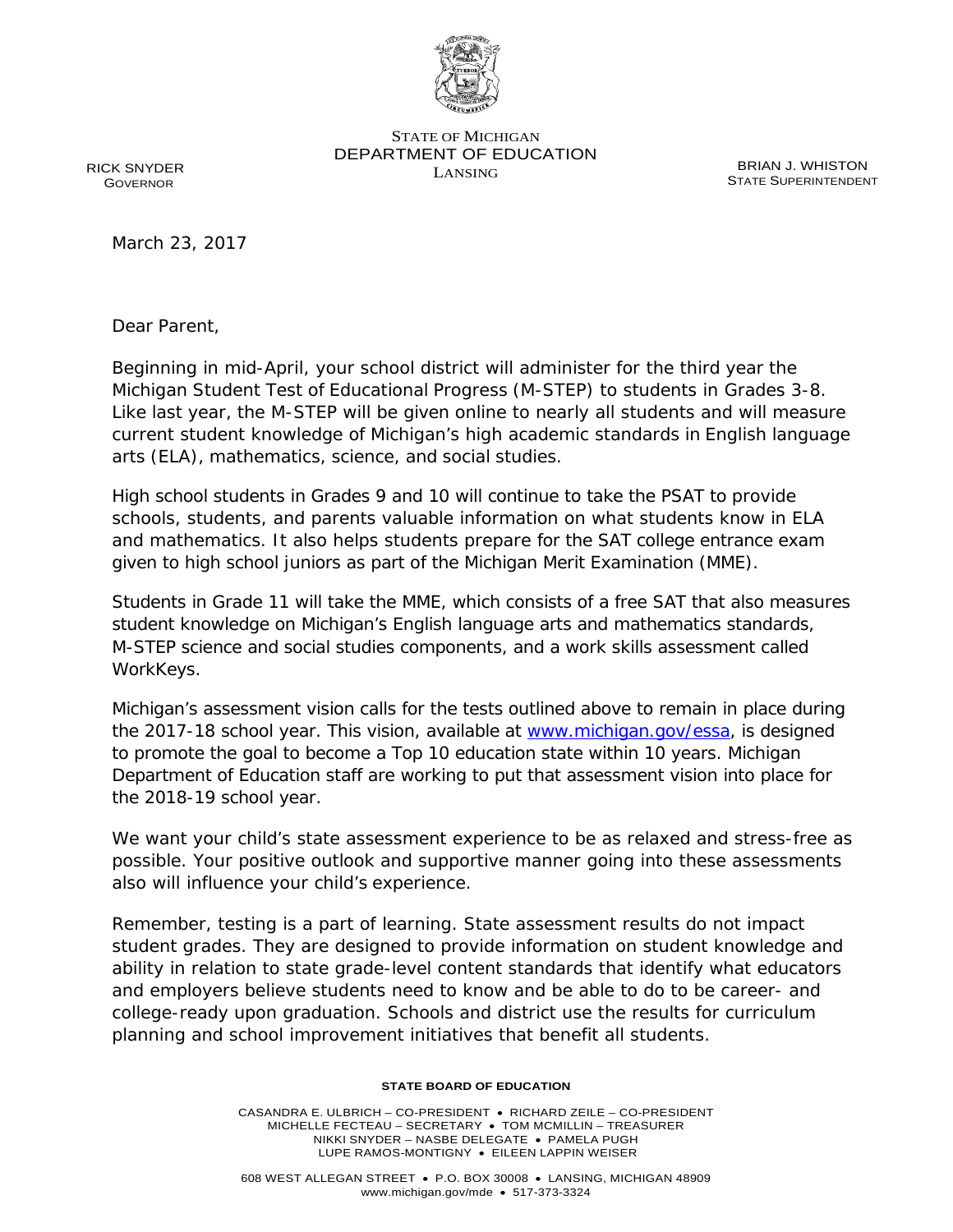STATE OF MICHIGAN
DEPARTMENT OF EDUCATION
LANSING

RICK SNYDER
GOVERNOR

BRIAN J. WHISTON
STATE SUPERINTENDENT

March 23, 2017

Dear Parent,

Beginning in mid-April, your school district will administer for the third year the Michigan Student Test of Educational Progress (M-STEP) to students in Grades 3-8. Like last year, the M-STEP will be given online to nearly all students and will measure current student knowledge of Michigan's high academic standards in English language arts (ELA), mathematics, science, and social studies.

High school students in Grades 9 and 10 will continue to take the PSAT to provide schools, students, and parents valuable information on what students know in ELA and mathematics. It also helps students prepare for the SAT college entrance exam given to high school juniors as part of the Michigan Merit Examination (MME).

Students in Grade 11 will take the MME, which consists of a free SAT that also measures student knowledge on Michigan's English language arts and mathematics standards, M-STEP science and social studies components, and a work skills assessment called WorkKeys.

Michigan's assessment vision calls for the tests outlined above to remain in place during the 2017-18 school year. This vision, available at [www.michigan.gov/essa](www.michigan.gov/essa), is designed to promote the goal to become a Top 10 education state within 10 years. Michigan Department of Education staff are working to put that assessment vision into place for the 2018-19 school year.

We want your child's state assessment experience to be as relaxed and stress-free as possible. Your positive outlook and supportive manner going into these assessments also will influence your child's experience.

Remember, testing is a part of learning. State assessment results do not impact student grades. They are designed to provide information on student knowledge and ability in relation to state grade-level content standards that identify what educators and employers believe students need to know and be able to do to be career- and college-ready upon graduation. Schools and district use the results for curriculum planning and school improvement initiatives that benefit all students.

**STATE BOARD OF EDUCATION**

CASANDRA E. ULBRICH – CO-PRESIDENT • RICHARD ZEILE – CO-PRESIDENT
MICHELLE FECTEAU – SECRETARY • TOM MCMILLIN – TREASURER
NIKKI SNYDER – NASBE DELEGATE • PAMELA PUGH
LUPE RAMOS-MONTIGNY • EILEEN LAPPIN WEISER

608 WEST ALLEGAN STREET • P.O. BOX 30008 • LANSING, MICHIGAN 48909
www.michigan.gov/mde • 517-373-3324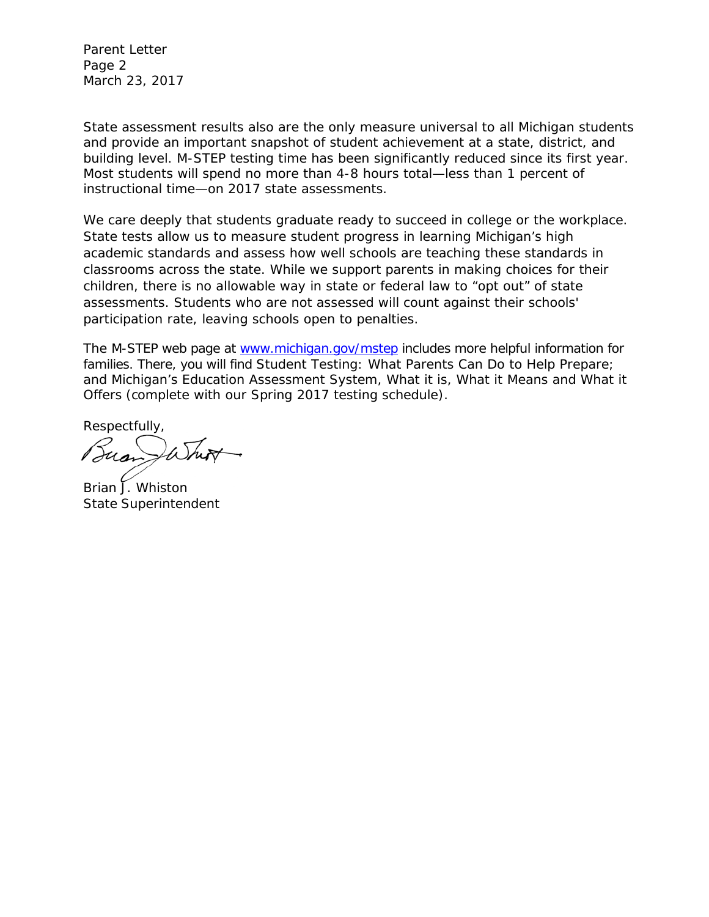State assessment results also are the only measure universal to all Michigan students and provide an important snapshot of student achievement at a state, district, and building level. M-STEP testing time has been significantly reduced since its first year. Most students will spend no more than 4-8 hours total—less than 1 percent of instructional time—on 2017 state assessments.

We care deeply that students graduate ready to succeed in college or the workplace. State tests allow us to measure student progress in learning Michigan's high academic standards and assess how well schools are teaching these standards in classrooms across the state. While we support parents in making choices for their children, there is no allowable way in state or federal law to "opt out" of state assessments. Students who are not assessed will count against their schools' participation rate, leaving schools open to penalties.

The M-STEP web page at [www.michigan.gov/mstep](http://www.michigan.gov/mstep) includes more helpful information for families. There, you will find Student Testing: What Parents Can Do to Help Prepare; and Michigan's Education Assessment System, What it is, What it Means and What it Offers (complete with our Spring 2017 testing schedule).

Respectfully,

Brian J. Whiston
State Superintendent